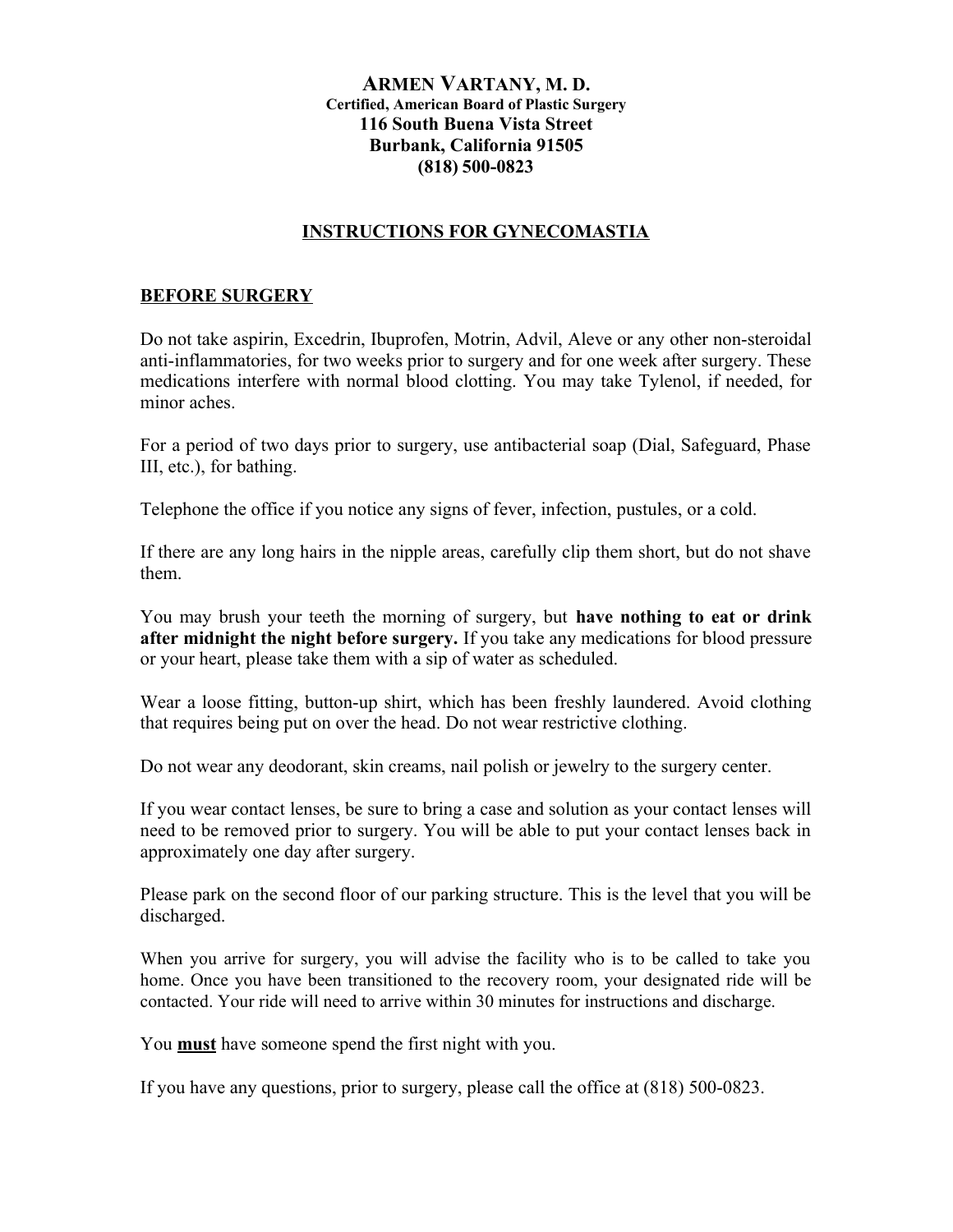# ARMEN VARTANY, M. D.

**Certified, American Board of Plastic Surgery**
**116 South Buena Vista Street**
**Burbank, California 91505**
**(818) 500-0823**

## INSTRUCTIONS FOR GYNECOMASTIA

### BEFORE SURGERY

Do not take aspirin, Excedrin, Ibuprofen, Motrin, Advil, Aleve or any other non-steroidal anti-inflammatories, for two weeks prior to surgery and for one week after surgery. These medications interfere with normal blood clotting. You may take Tylenol, if needed, for minor aches.

For a period of two days prior to surgery, use antibacterial soap (Dial, Safeguard, Phase III, etc.), for bathing.

Telephone the office if you notice any signs of fever, infection, pustules, or a cold.

If there are any long hairs in the nipple areas, carefully clip them short, but do not shave them.

You may brush your teeth the morning of surgery, but **have nothing to eat or drink after midnight the night before surgery.** If you take any medications for blood pressure or your heart, please take them with a sip of water as scheduled.

Wear a loose fitting, button-up shirt, which has been freshly laundered. Avoid clothing that requires being put on over the head. Do not wear restrictive clothing.

Do not wear any deodorant, skin creams, nail polish or jewelry to the surgery center.

If you wear contact lenses, be sure to bring a case and solution as your contact lenses will need to be removed prior to surgery. You will be able to put your contact lenses back in approximately one day after surgery.

Please park on the second floor of our parking structure. This is the level that you will be discharged.

When you arrive for surgery, you will advise the facility who is to be called to take you home. Once you have been transitioned to the recovery room, your designated ride will be contacted. Your ride will need to arrive within 30 minutes for instructions and discharge.

You **must** have someone spend the first night with you.

If you have any questions, prior to surgery, please call the office at (818) 500-0823.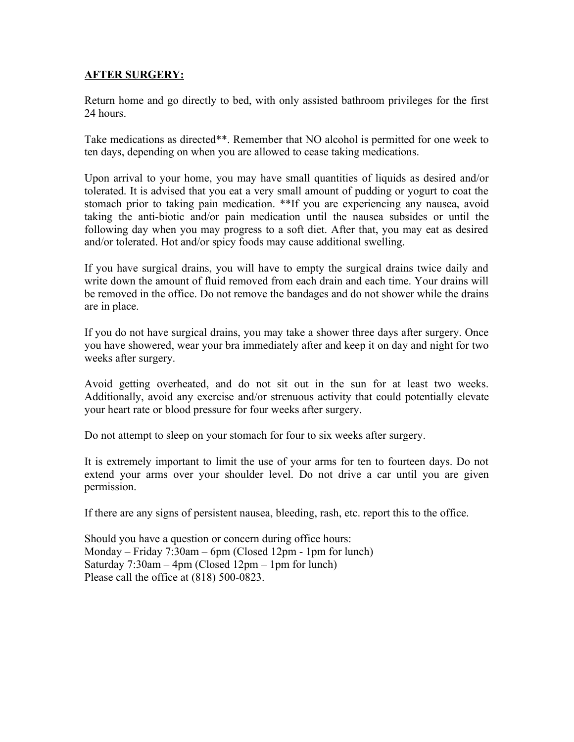**AFTER SURGERY:**

Return home and go directly to bed, with only assisted bathroom privileges for the first 24 hours.

Take medications as directed**. Remember that NO alcohol is permitted for one week to ten days, depending on when you are allowed to cease taking medications.

Upon arrival to your home, you may have small quantities of liquids as desired and/or tolerated. It is advised that you eat a very small amount of pudding or yogurt to coat the stomach prior to taking pain medication. **If you are experiencing any nausea, avoid taking the anti-biotic and/or pain medication until the nausea subsides or until the following day when you may progress to a soft diet. After that, you may eat as desired and/or tolerated. Hot and/or spicy foods may cause additional swelling.

If you have surgical drains, you will have to empty the surgical drains twice daily and write down the amount of fluid removed from each drain and each time. Your drains will be removed in the office. Do not remove the bandages and do not shower while the drains are in place.

If you do not have surgical drains, you may take a shower three days after surgery. Once you have showered, wear your bra immediately after and keep it on day and night for two weeks after surgery.

Avoid getting overheated, and do not sit out in the sun for at least two weeks. Additionally, avoid any exercise and/or strenuous activity that could potentially elevate your heart rate or blood pressure for four weeks after surgery.

Do not attempt to sleep on your stomach for four to six weeks after surgery.

It is extremely important to limit the use of your arms for ten to fourteen days. Do not extend your arms over your shoulder level. Do not drive a car until you are given permission.

If there are any signs of persistent nausea, bleeding, rash, etc. report this to the office.

Should you have a question or concern during office hours:
Monday – Friday 7:30am – 6pm (Closed 12pm - 1pm for lunch)
Saturday 7:30am – 4pm (Closed 12pm – 1pm for lunch)
Please call the office at (818) 500-0823.